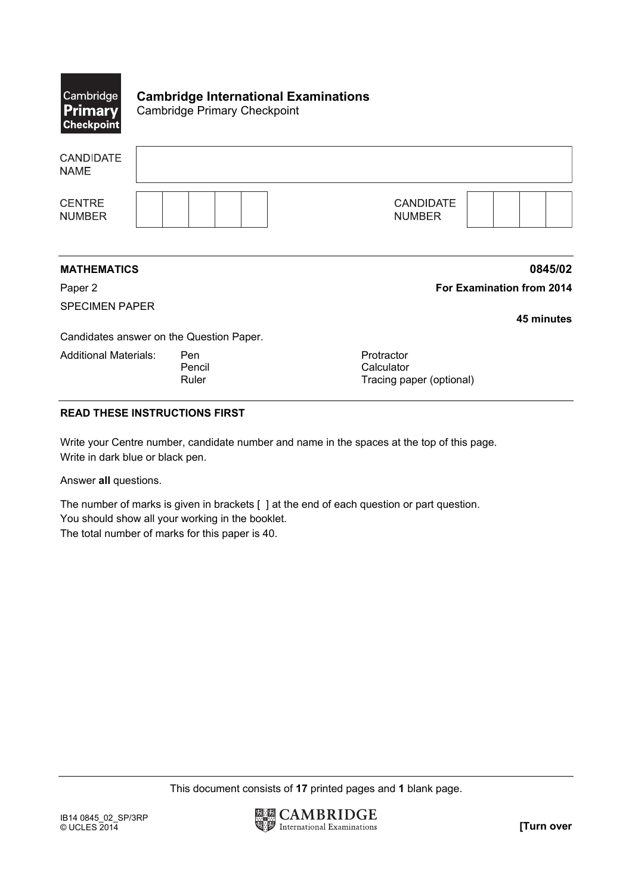**Cambridge International Examinations**
Cambridge Primary Checkpoint

| CANDIDATE NAME | |
|---|---|

| CENTRE NUMBER | | | | | | CANDIDATE NUMBER | | | | |
|---|---|---|---|---|---|---|---|---|---|---|

**MATHEMATICS** **0845/02**

Paper 2 **For Examination from 2014**

SPECIMEN PAPER

**45 minutes**

Candidates answer on the Question Paper.

Additional Materials: Pen, Pencil, Ruler, Protractor, Calculator, Tracing paper (optional)

**READ THESE INSTRUCTIONS FIRST**

Write your Centre number, candidate number and name in the spaces at the top of this page.
Write in dark blue or black pen.

Answer **all** questions.

The number of marks is given in brackets [ ] at the end of each question or part question.
You should show all your working in the booklet.
The total number of marks for this paper is 40.

This document consists of **17** printed pages and **1** blank page.

IB14 0845_02_SP/3RP
© UCLES 2014

**[Turn over**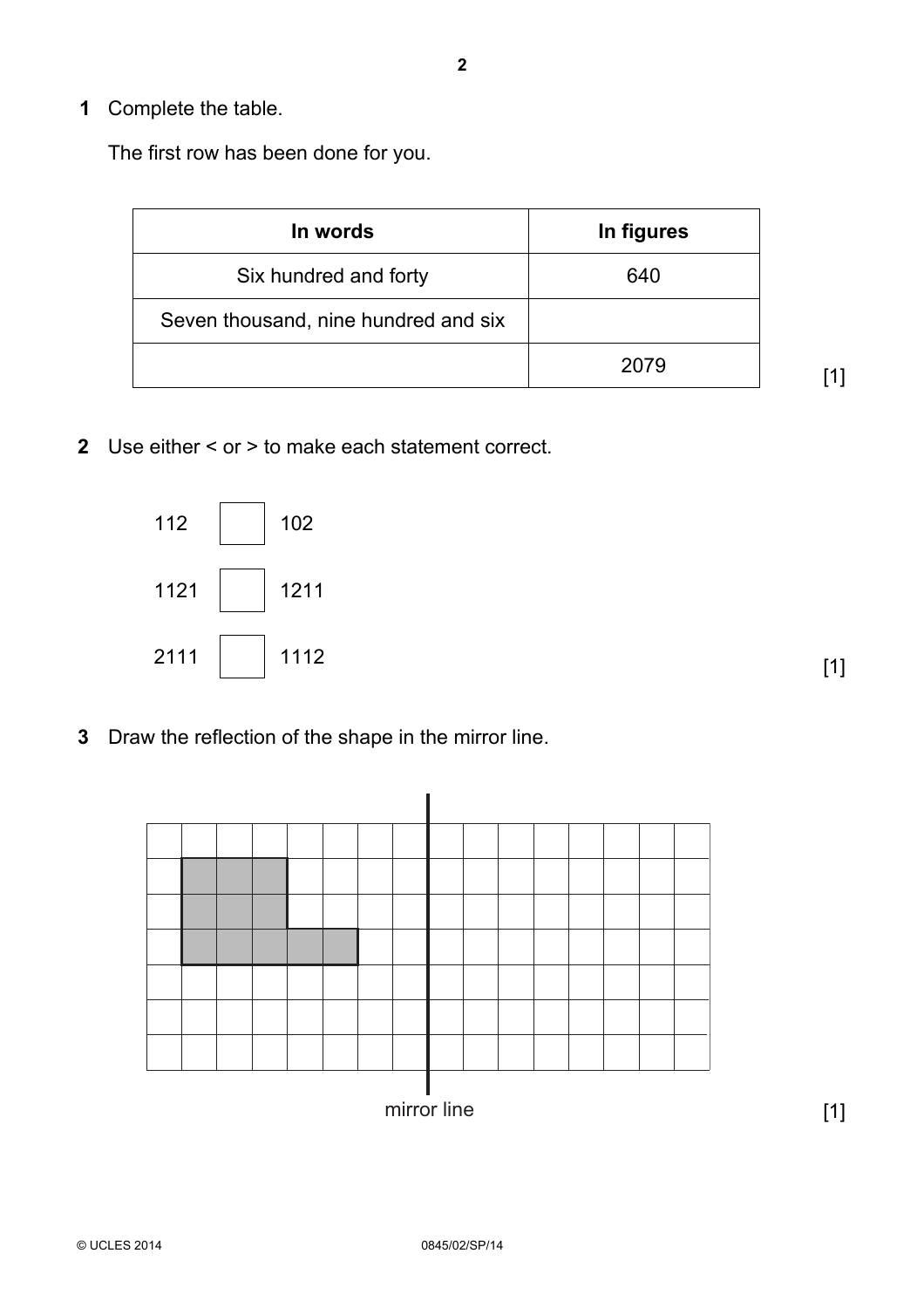**1** Complete the table.

The first row has been done for you.

| In words | In figures |
|---|---|
| Six hundred and forty | 640 |
| Seven thousand, nine hundred and six | |
| | 2079 |

[1]

**2** Use either < or > to make each statement correct.

112 ☐ 102

1121 ☐ 1211

2111 ☐ 1112

[1]

**3** Draw the reflection of the shape in the mirror line.

mirror line

[1]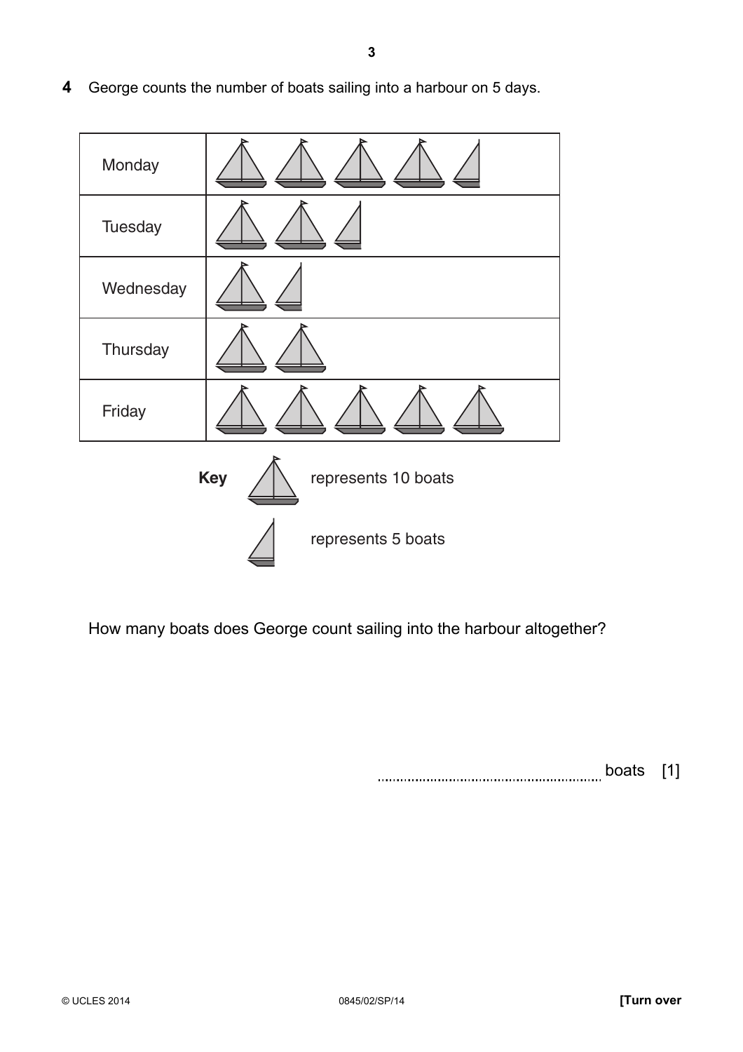**4** George counts the number of boats sailing into a harbour on 5 days.

| | |
|---|---|
| Monday | ⛵ ⛵ ⛵ ⛵ (half boat) |
| Tuesday | ⛵ ⛵ (half boat) |
| Wednesday | ⛵ (half boat) |
| Thursday | ⛵ ⛵ |
| Friday | ⛵ ⛵ ⛵ ⛵ ⛵ |

**Key** ⛵ represents 10 boats

(half boat) represents 5 boats

How many boats does George count sailing into the harbour altogether?

.......................................................... boats [1]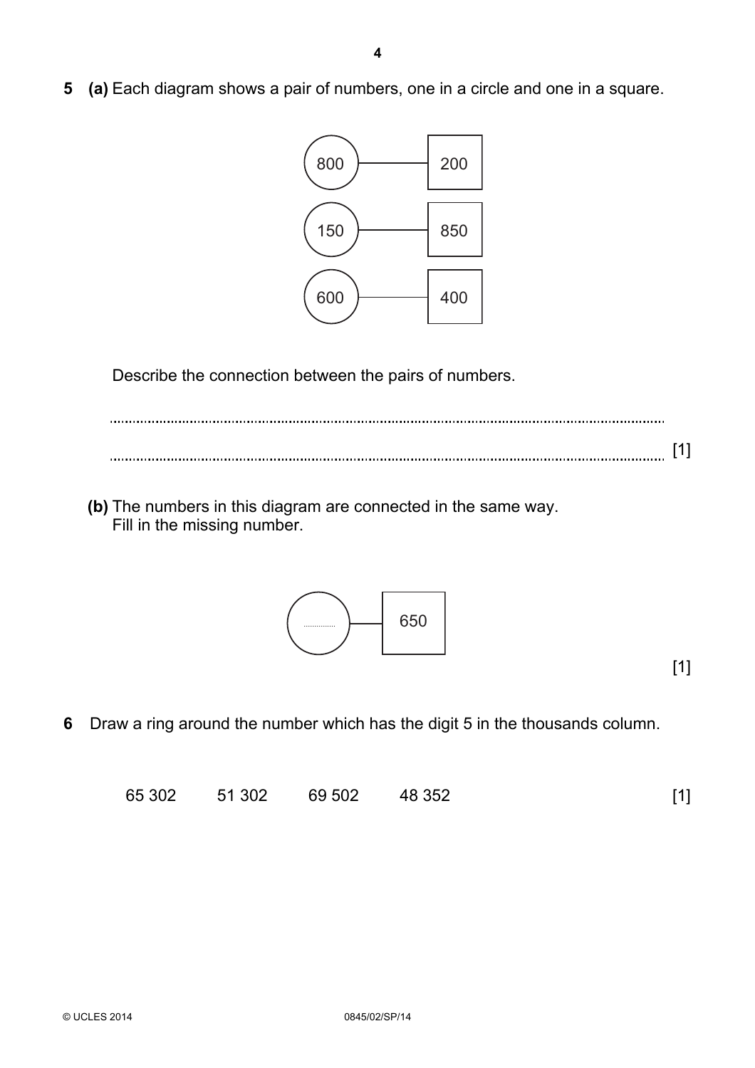**5 (a)** Each diagram shows a pair of numbers, one in a circle and one in a square.

| Circle | Square |
|---|---|
| 800 | 200 |
| 150 | 850 |
| 600 | 400 |

Describe the connection between the pairs of numbers.

.......................................................................................................................................

....................................................................................................................................... [1]

**(b)** The numbers in this diagram are connected in the same way.
Fill in the missing number.

| Circle | Square |
|---|---|
| .............. | 650 |

[1]

**6** Draw a ring around the number which has the digit 5 in the thousands column.

65 302 51 302 69 502 48 352 [1]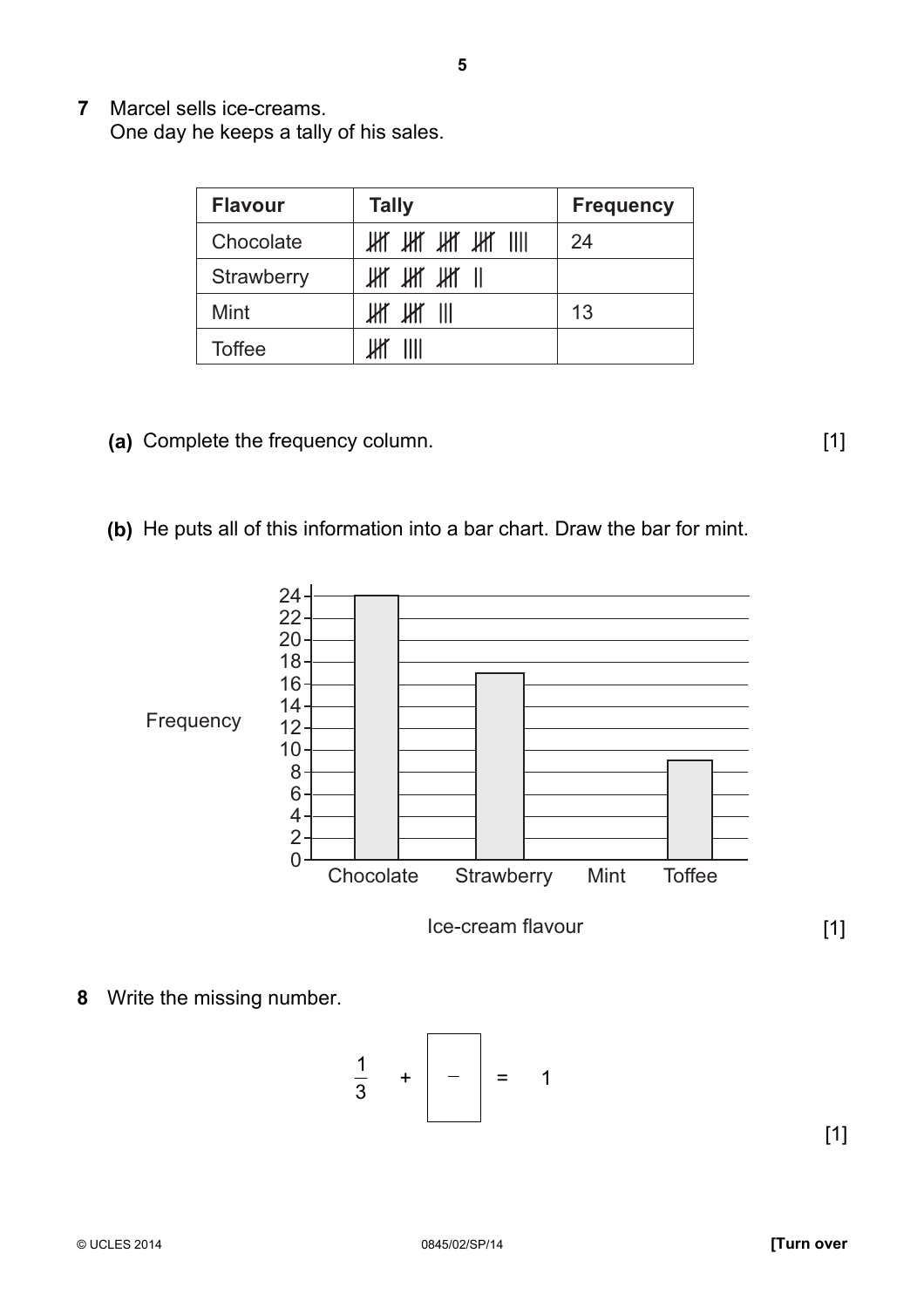**7** Marcel sells ice-creams.
One day he keeps a tally of his sales.

| Flavour | Tally | Frequency |
|---|---|---|
| Chocolate | 卌 卌 卌 卌 \|\|\|\| | 24 |
| Strawberry | 卌 卌 卌 \|\| | |
| Mint | 卌 卌 \|\|\| | 13 |
| Toffee | 卌 \|\|\|\| | |

**(a)** Complete the frequency column. [1]

**(b)** He puts all of this information into a bar chart. Draw the bar for mint.

Frequency

| | Chocolate | Strawberry | Mint | Toffee |
|---|---|---|---|---|
| Frequency | 24 | 17 | | 9 |

Ice-cream flavour [1]

**8** Write the missing number.

$$\frac{1}{3} + \boxed{\frac{\phantom{0}}{\phantom{0}}} = 1$$

[1]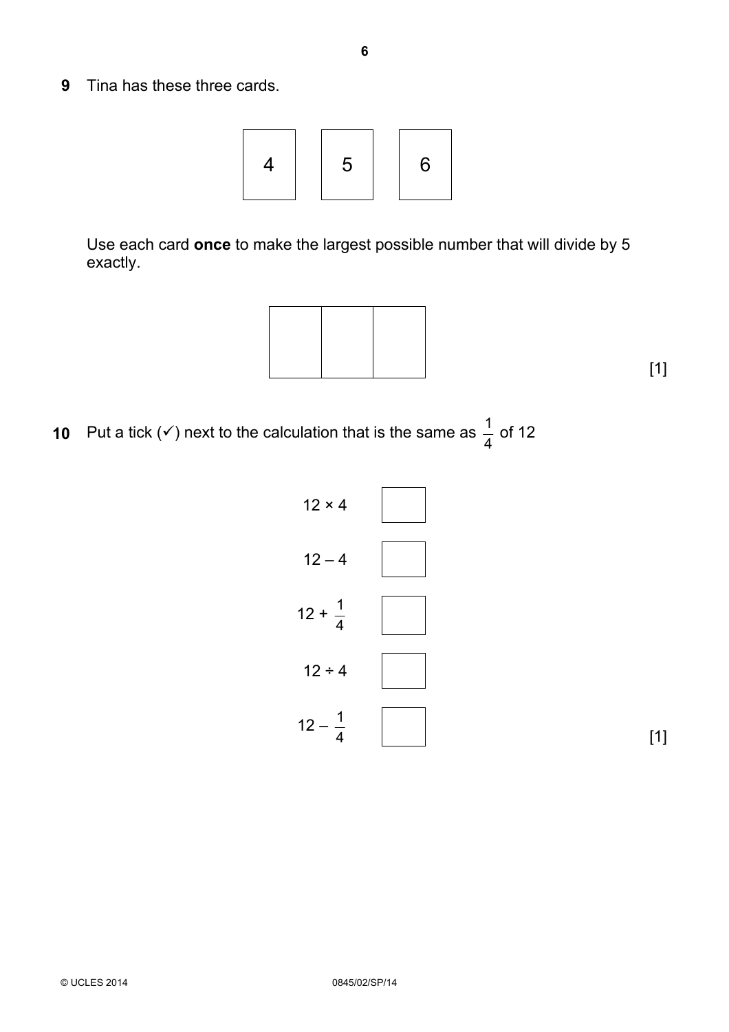**9** Tina has these three cards.

| 4 | 5 | 6 |
|---|---|---|

Use each card **once** to make the largest possible number that will divide by 5 exactly.

| | | |
|---|---|---|
| | | |

[1]

**10** Put a tick (✓) next to the calculation that is the same as $\frac{1}{4}$ of 12

| Calculation | |
|---|---|
| $12 \times 4$ | ☐ |
| $12 - 4$ | ☐ |
| $12 + \frac{1}{4}$ | ☐ |
| $12 \div 4$ | ☐ |
| $12 - \frac{1}{4}$ | ☐ |

[1]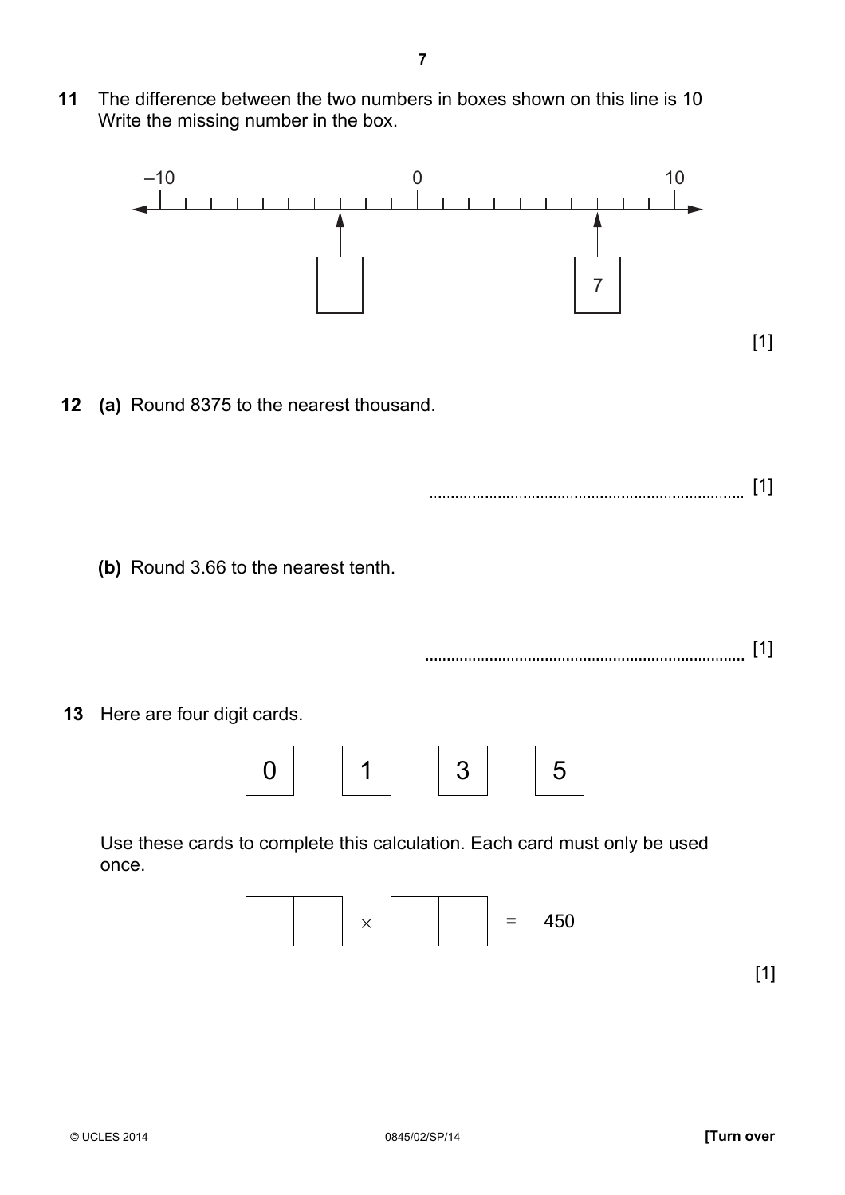**11** The difference between the two numbers in boxes shown on this line is 10
Write the missing number in the box.

–10 0 10

[ ] 7

[1]

**12** **(a)** Round 8375 to the nearest thousand.

.......................................................................... [1]

**(b)** Round 3.66 to the nearest tenth.

.......................................................................... [1]

**13** Here are four digit cards.

| 0 | 1 | 3 | 5 |
|---|---|---|---|

Use these cards to complete this calculation. Each card must only be used once.

[ ][ ] $\times$ [ ][ ] = 450

[1]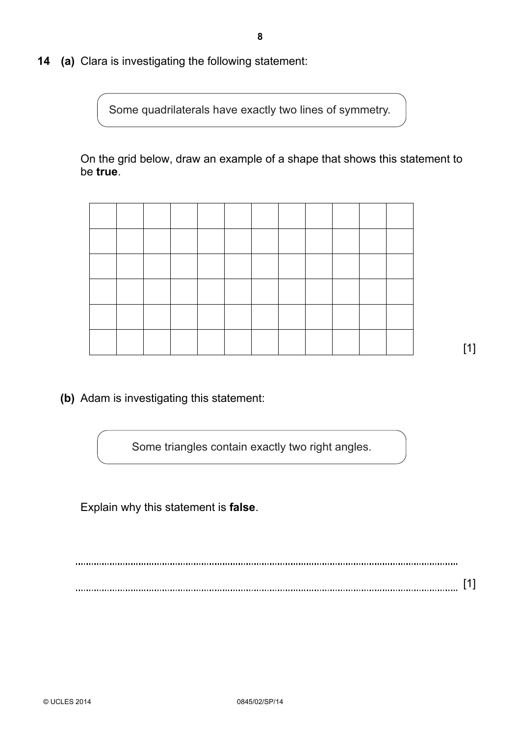**14 (a)** Clara is investigating the following statement:

> Some quadrilaterals have exactly two lines of symmetry.

On the grid below, draw an example of a shape that shows this statement to be **true**.

|  |  |  |  |  |  |  |  |  |  |  |  |
|---|---|---|---|---|---|---|---|---|---|---|---|
|  |  |  |  |  |  |  |  |  |  |  |  |
|  |  |  |  |  |  |  |  |  |  |  |  |
|  |  |  |  |  |  |  |  |  |  |  |  |
|  |  |  |  |  |  |  |  |  |  |  |  |
|  |  |  |  |  |  |  |  |  |  |  |  |

[1]

**(b)** Adam is investigating this statement:

> Some triangles contain exactly two right angles.

Explain why this statement is **false**.

..................................................................................................................................................

.................................................................................................................................................. [1]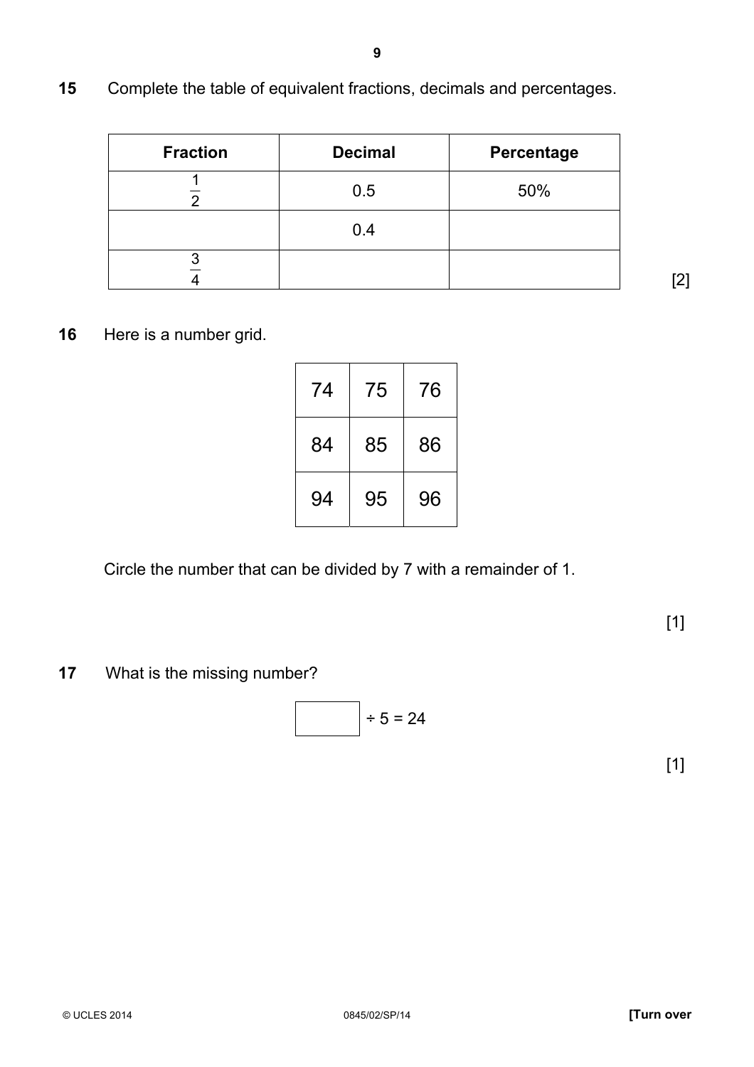**15** Complete the table of equivalent fractions, decimals and percentages.

| Fraction | Decimal | Percentage |
|---|---|---|
| $\frac{1}{2}$ | 0.5 | 50% |
| | 0.4 | |
| $\frac{3}{4}$ | | |

[2]

**16** Here is a number grid.

| | | |
|---|---|---|
| 74 | 75 | 76 |
| 84 | 85 | 86 |
| 94 | 95 | 96 |

Circle the number that can be divided by 7 with a remainder of 1.

[1]

**17** What is the missing number?

$$\boxed{\phantom{00}} \div 5 = 24$$

[1]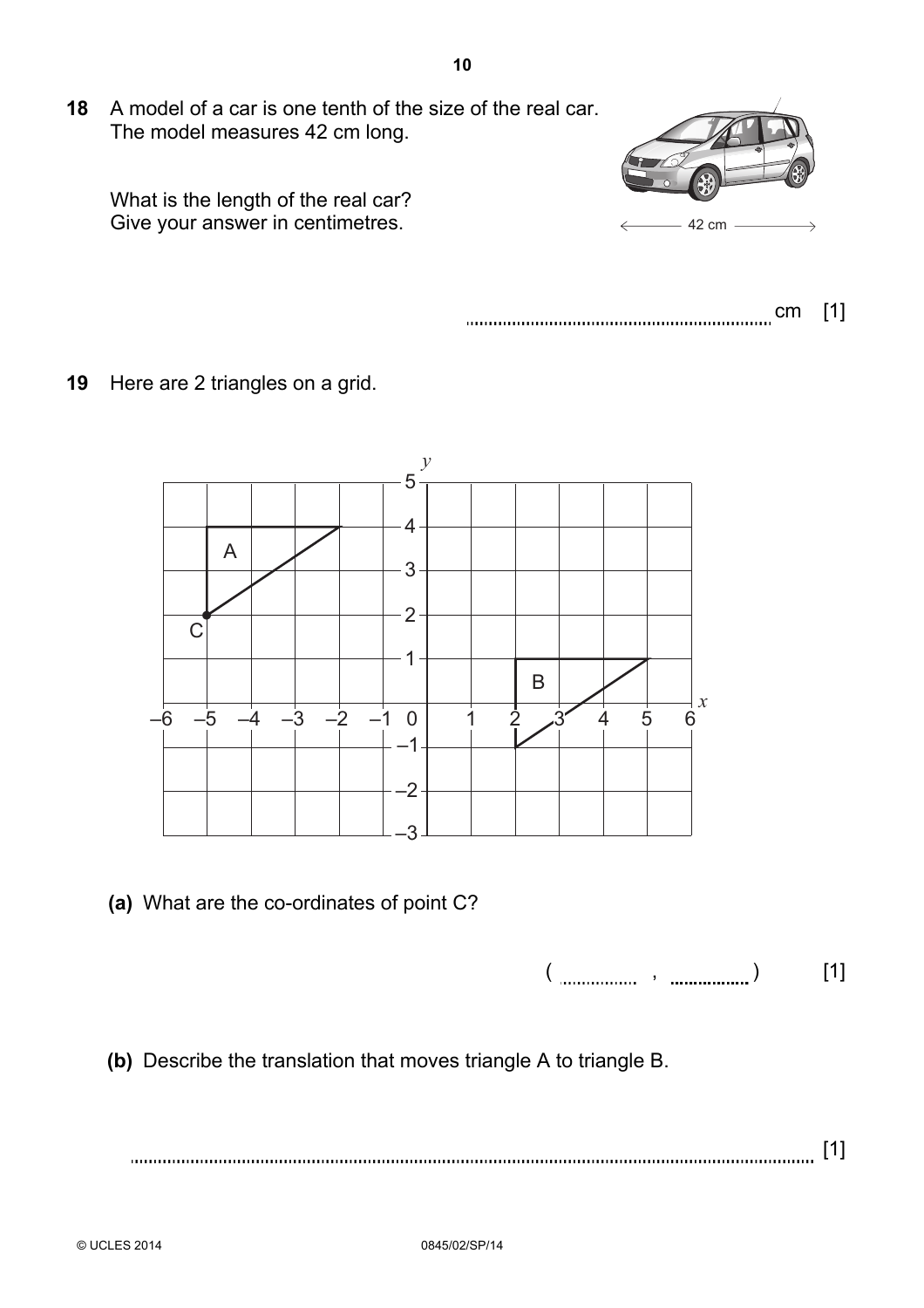**18** A model of a car is one tenth of the size of the real car.
The model measures 42 cm long.

42 cm

What is the length of the real car?
Give your answer in centimetres.

.................................................. cm [1]

**19** Here are 2 triangles on a grid.

**(a)** What are the co-ordinates of point C?

( .............. , .............. ) [1]

**(b)** Describe the translation that moves triangle A to triangle B.

.................................................................................................................. [1]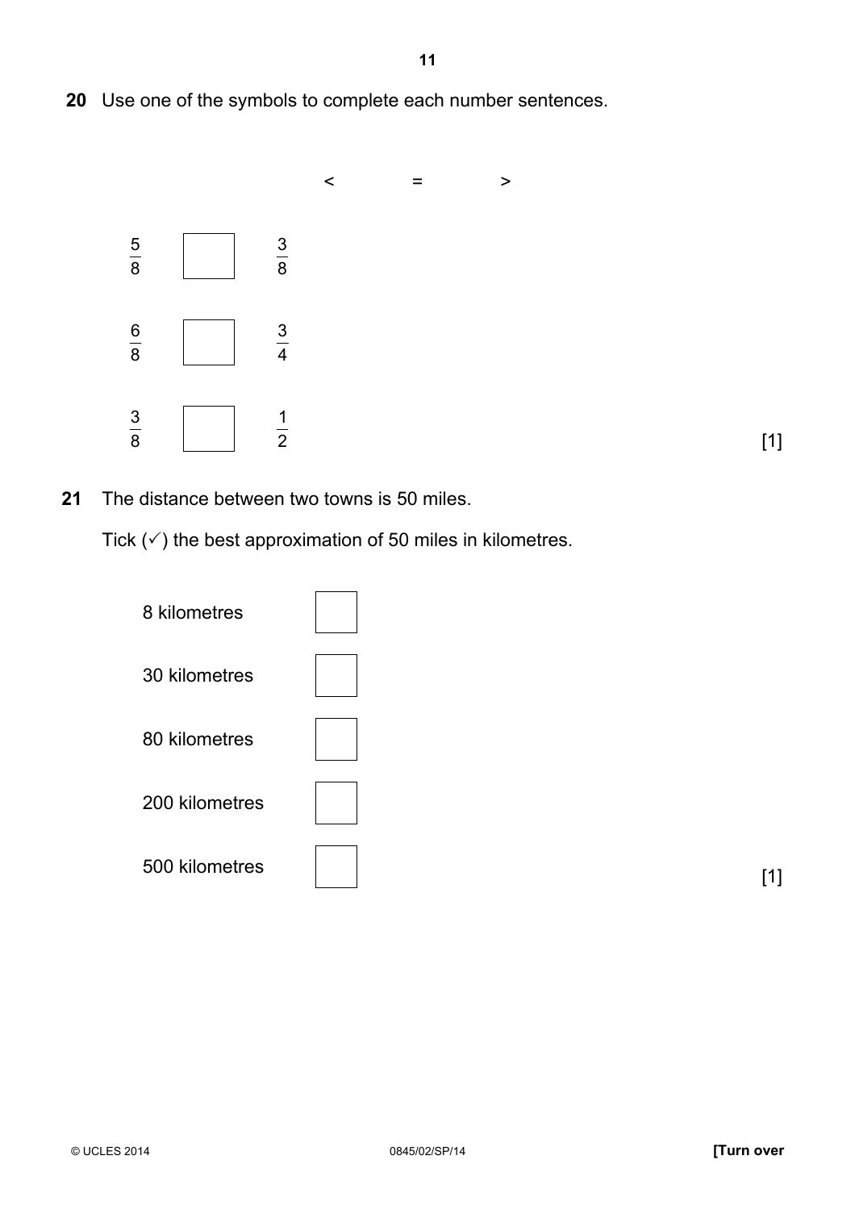**20** Use one of the symbols to complete each number sentences.

$<$ $=$ $>$

$\frac{5}{8}$ ☐ $\frac{3}{8}$

$\frac{6}{8}$ ☐ $\frac{3}{4}$

$\frac{3}{8}$ ☐ $\frac{1}{2}$

[1]

**21** The distance between two towns is 50 miles.

Tick (✓) the best approximation of 50 miles in kilometres.

8 kilometres ☐

30 kilometres ☐

80 kilometres ☐

200 kilometres ☐

500 kilometres ☐

[1]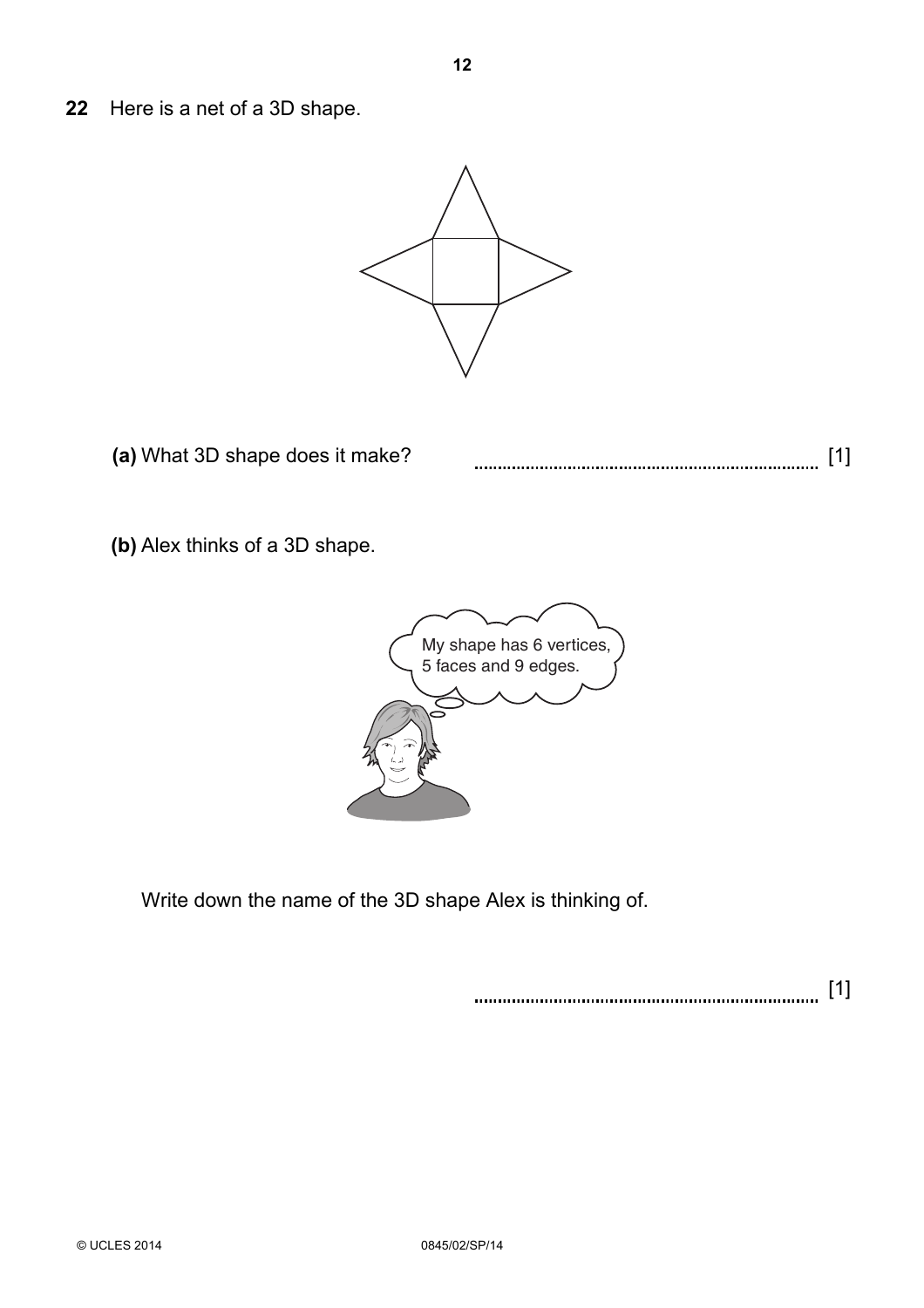22 Here is a net of a 3D shape.

**(a)** What 3D shape does it make? ........................................................................ [1]

**(b)** Alex thinks of a 3D shape.

My shape has 6 vertices, 5 faces and 9 edges.

Write down the name of the 3D shape Alex is thinking of.

........................................................................ [1]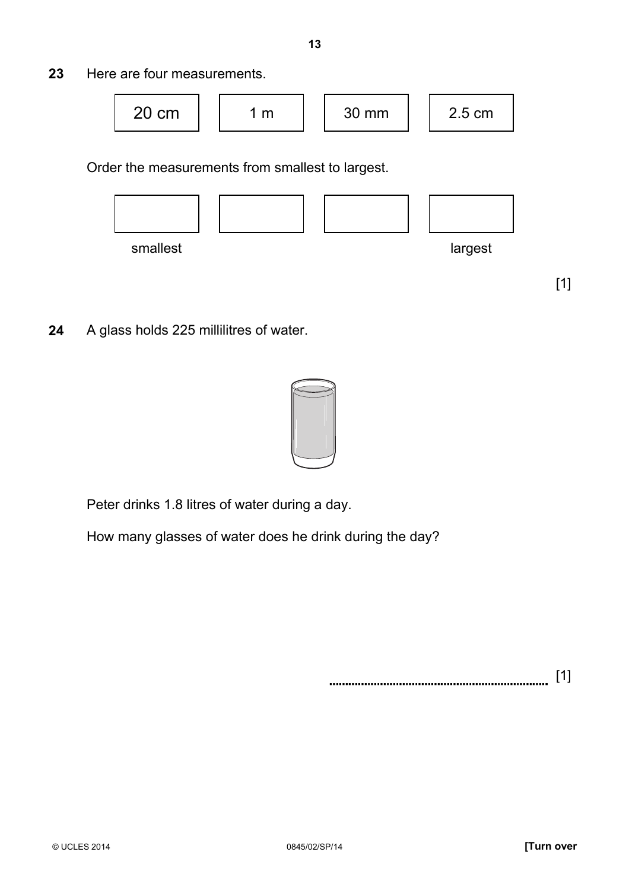**23** Here are four measurements.

| 20 cm | 1 m | 30 mm | 2.5 cm |
|---|---|---|---|

Order the measurements from smallest to largest.

| | | | |
|---|---|---|---|
| smallest | | | largest |

[1]

**24** A glass holds 225 millilitres of water.

Peter drinks 1.8 litres of water during a day.

How many glasses of water does he drink during the day?

.................................................................. [1]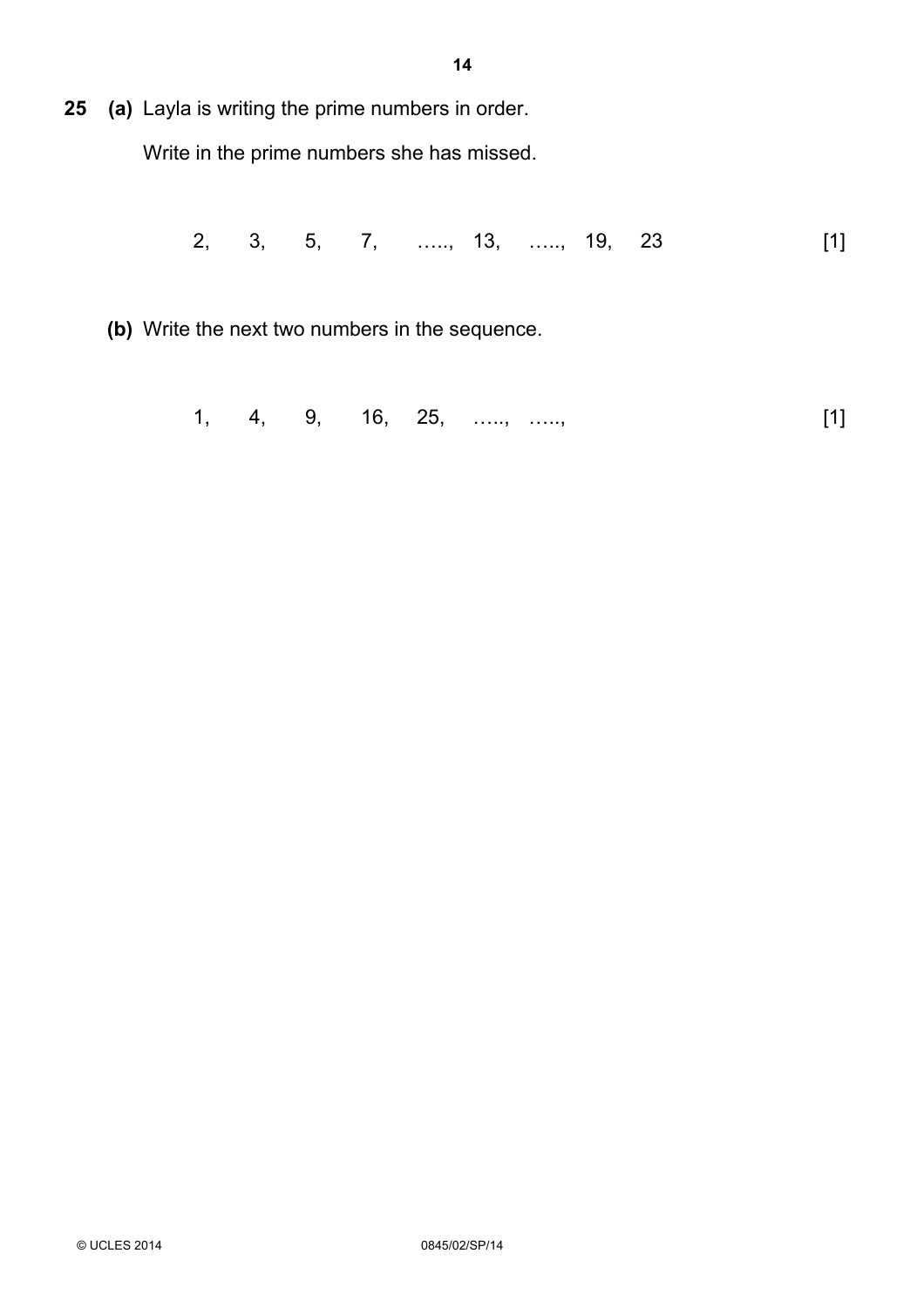**25** **(a)** Layla is writing the prime numbers in order.

Write in the prime numbers she has missed.

2, 3, 5, 7, ….., 13, ….., 19, 23 [1]

**(b)** Write the next two numbers in the sequence.

1, 4, 9, 16, 25, ….., ….., [1]

© UCLES 2014 0845/02/SP/14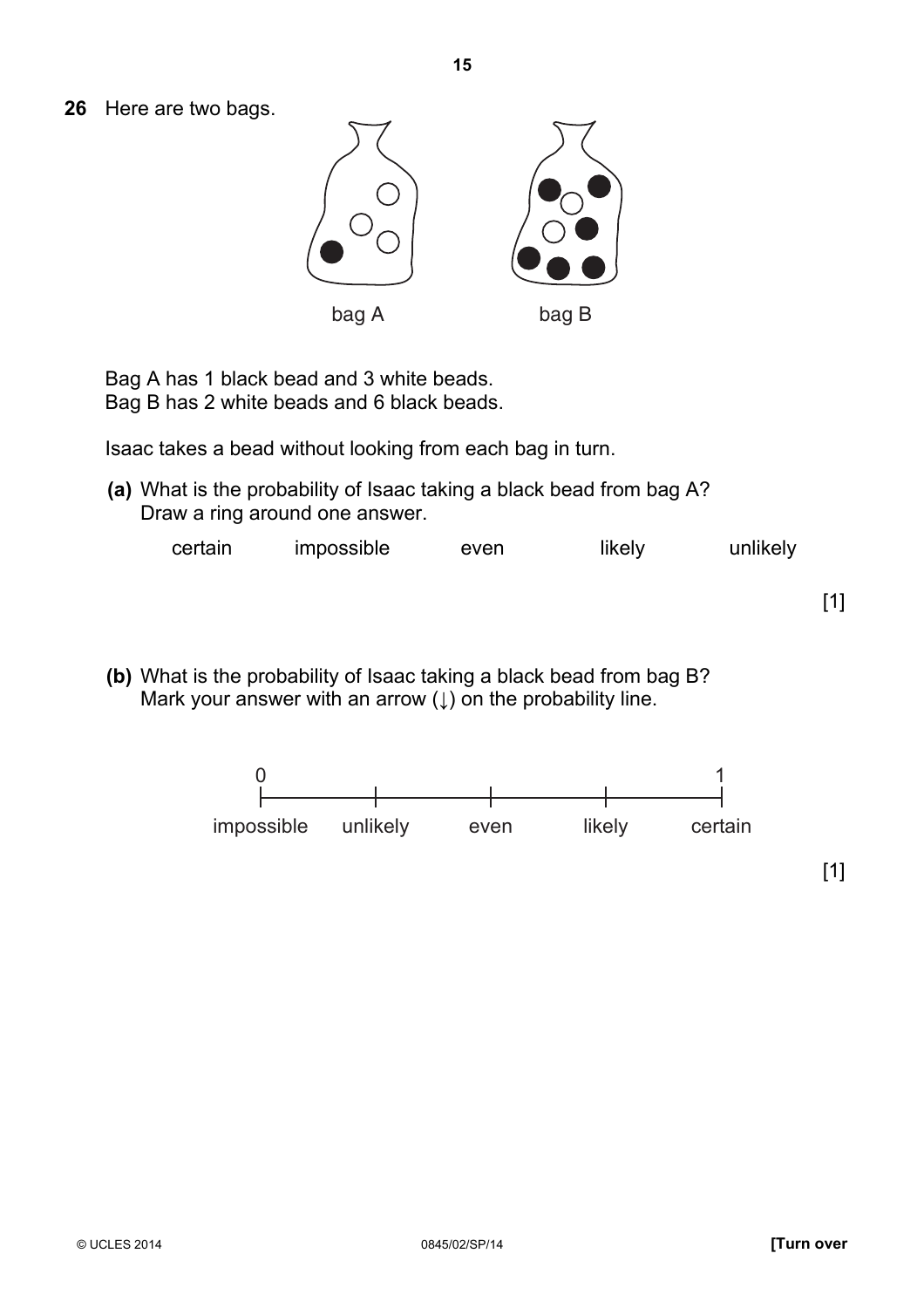**26** Here are two bags.

bag A bag B

Bag A has 1 black bead and 3 white beads.
Bag B has 2 white beads and 6 black beads.

Isaac takes a bead without looking from each bag in turn.

**(a)** What is the probability of Isaac taking a black bead from bag A?
Draw a ring around one answer.

certain impossible even likely unlikely

[1]

**(b)** What is the probability of Isaac taking a black bead from bag B?
Mark your answer with an arrow (↓) on the probability line.

| 0 | | | | 1 |
|---|---|---|---|---|
| impossible | unlikely | even | likely | certain |

[1]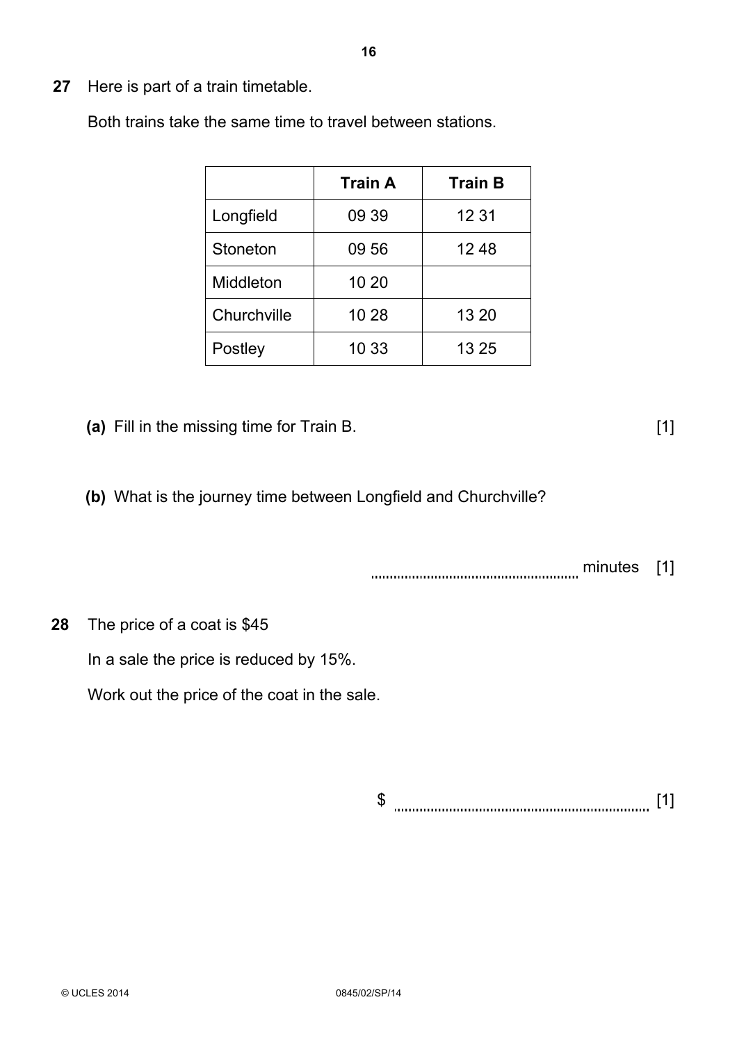**27** Here is part of a train timetable.

Both trains take the same time to travel between stations.

| | **Train A** | **Train B** |
|---|---|---|
| Longfield | 09 39 | 12 31 |
| Stoneton | 09 56 | 12 48 |
| Middleton | 10 20 | |
| Churchville | 10 28 | 13 20 |
| Postley | 10 33 | 13 25 |

**(a)** Fill in the missing time for Train B. [1]

**(b)** What is the journey time between Longfield and Churchville?

........................................ minutes [1]

**28** The price of a coat is $45

In a sale the price is reduced by 15%.

Work out the price of the coat in the sale.

$ ........................................ [1]

© UCLES 2014 0845/02/SP/14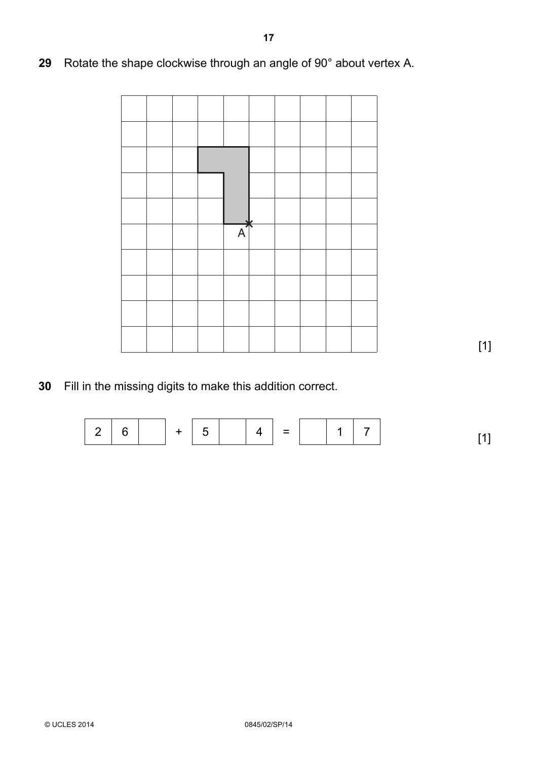**29** Rotate the shape clockwise through an angle of 90° about vertex A.

[1]

**30** Fill in the missing digits to make this addition correct.

| 2 | 6 | | + | 5 | | 4 | = | | 1 | 7 |
|---|---|---|---|---|---|---|---|---|---|---|

[1]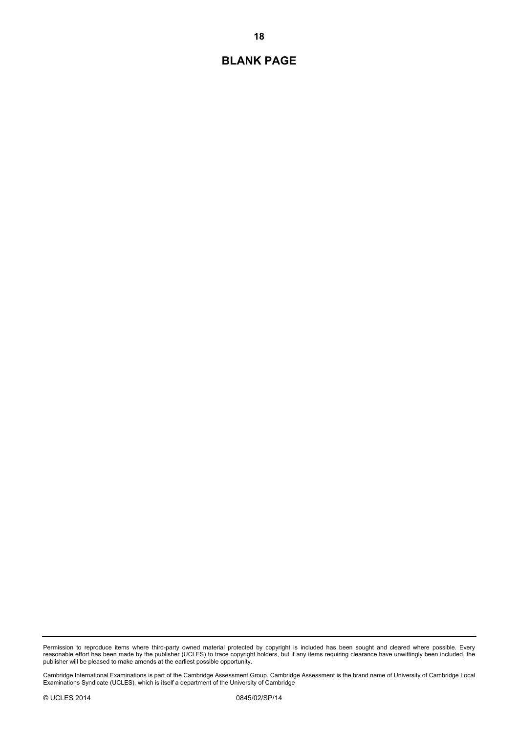# BLANK PAGE

Permission to reproduce items where third-party owned material protected by copyright is included has been sought and cleared where possible. Every reasonable effort has been made by the publisher (UCLES) to trace copyright holders, but if any items requiring clearance have unwittingly been included, the publisher will be pleased to make amends at the earliest possible opportunity.

Cambridge International Examinations is part of the Cambridge Assessment Group. Cambridge Assessment is the brand name of University of Cambridge Local Examinations Syndicate (UCLES), which is itself a department of the University of Cambridge

© UCLES 2014 0845/02/SP/14